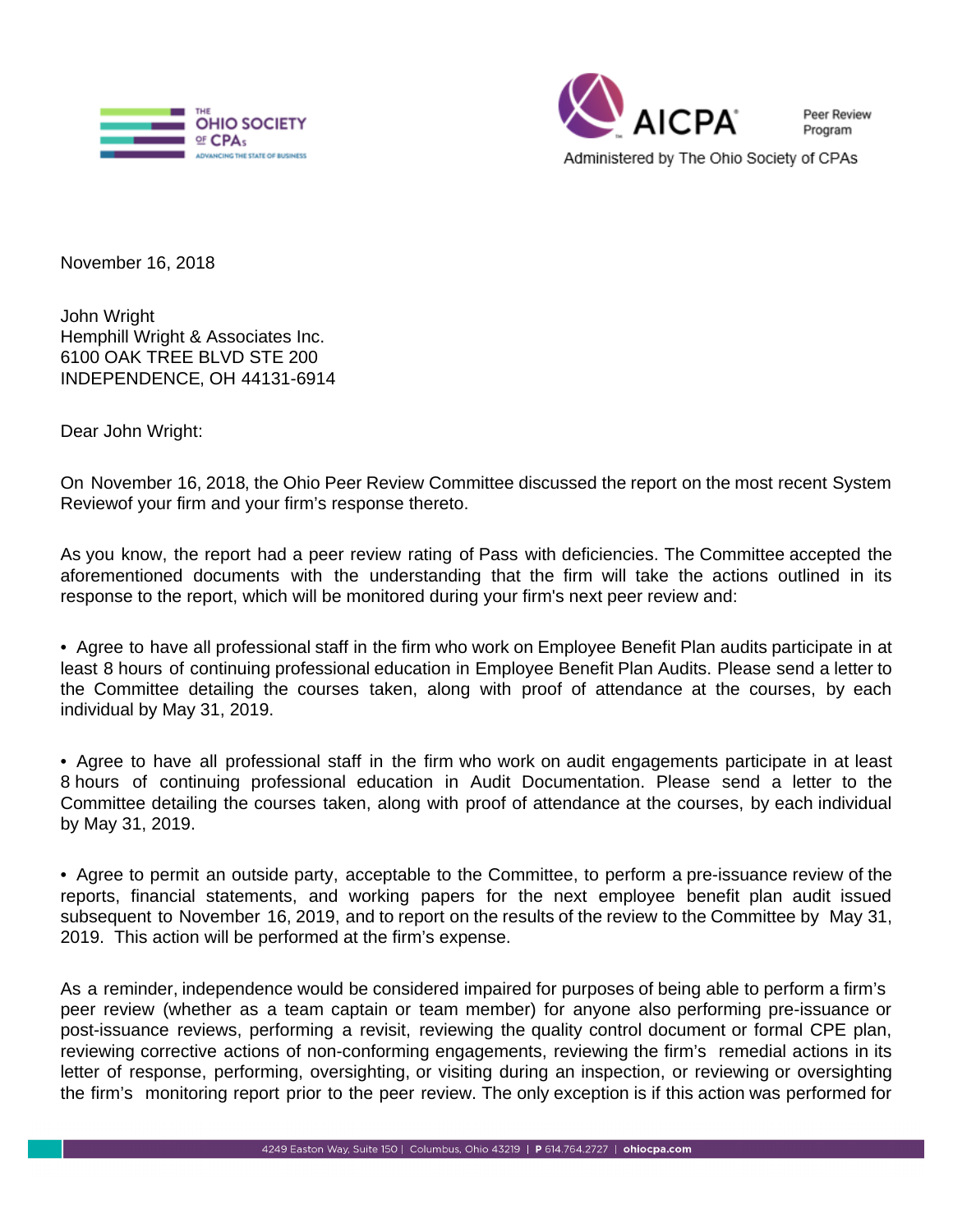THE OHIO SOCIETY OF CPAs
ADVANCING THE STATE OF BUSINESS

AICPA Peer Review Program
Administered by The Ohio Society of CPAs

November 16, 2018

John Wright
Hemphill Wright & Associates Inc.
6100 OAK TREE BLVD STE 200
INDEPENDENCE, OH 44131-6914

Dear John Wright:

On November 16, 2018, the Ohio Peer Review Committee discussed the report on the most recent System Reviewof your firm and your firm's response thereto.

As you know, the report had a peer review rating of Pass with deficiencies. The Committee accepted the aforementioned documents with the understanding that the firm will take the actions outlined in its response to the report, which will be monitored during your firm's next peer review and:

- Agree to have all professional staff in the firm who work on Employee Benefit Plan audits participate in at least 8 hours of continuing professional education in Employee Benefit Plan Audits. Please send a letter to the Committee detailing the courses taken, along with proof of attendance at the courses, by each individual by May 31, 2019.

- Agree to have all professional staff in the firm who work on audit engagements participate in at least 8 hours of continuing professional education in Audit Documentation. Please send a letter to the Committee detailing the courses taken, along with proof of attendance at the courses, by each individual by May 31, 2019.

- Agree to permit an outside party, acceptable to the Committee, to perform a pre-issuance review of the reports, financial statements, and working papers for the next employee benefit plan audit issued subsequent to November 16, 2019, and to report on the results of the review to the Committee by May 31, 2019. This action will be performed at the firm's expense.

As a reminder, independence would be considered impaired for purposes of being able to perform a firm's peer review (whether as a team captain or team member) for anyone also performing pre-issuance or post-issuance reviews, performing a revisit, reviewing the quality control document or formal CPE plan, reviewing corrective actions of non-conforming engagements, reviewing the firm's remedial actions in its letter of response, performing, oversighting, or visiting during an inspection, or reviewing or oversighting the firm's monitoring report prior to the peer review. The only exception is if this action was performed for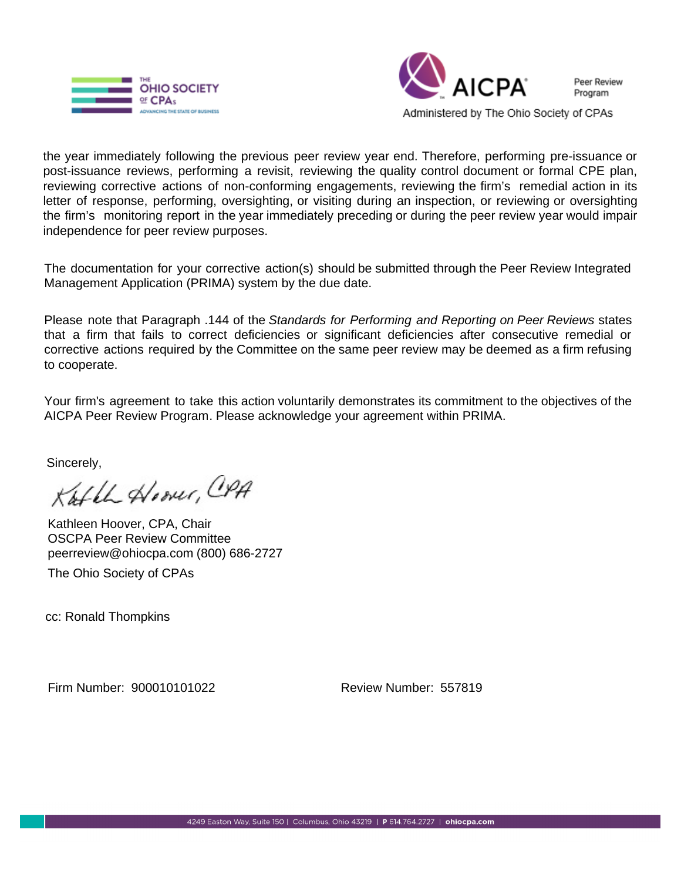the year immediately following the previous peer review year end. Therefore, performing pre-issuance or post-issuance reviews, performing a revisit, reviewing the quality control document or formal CPE plan, reviewing corrective actions of non-conforming engagements, reviewing the firm's remedial action in its letter of response, performing, oversighting, or visiting during an inspection, or reviewing or oversighting the firm's monitoring report in the year immediately preceding or during the peer review year would impair independence for peer review purposes.

The documentation for your corrective action(s) should be submitted through the Peer Review Integrated Management Application (PRIMA) system by the due date.

Please note that Paragraph .144 of the *Standards for Performing and Reporting on Peer Reviews* states that a firm that fails to correct deficiencies or significant deficiencies after consecutive remedial or corrective actions required by the Committee on the same peer review may be deemed as a firm refusing to cooperate.

Your firm's agreement to take this action voluntarily demonstrates its commitment to the objectives of the AICPA Peer Review Program. Please acknowledge your agreement within PRIMA.

Sincerely,

Kathleen Hoover, CPA

Kathleen Hoover, CPA, Chair
OSCPA Peer Review Committee
peerreview@ohiocpa.com (800) 686-2727
The Ohio Society of CPAs

cc: Ronald Thompkins

Firm Number: 900010101022 Review Number: 557819